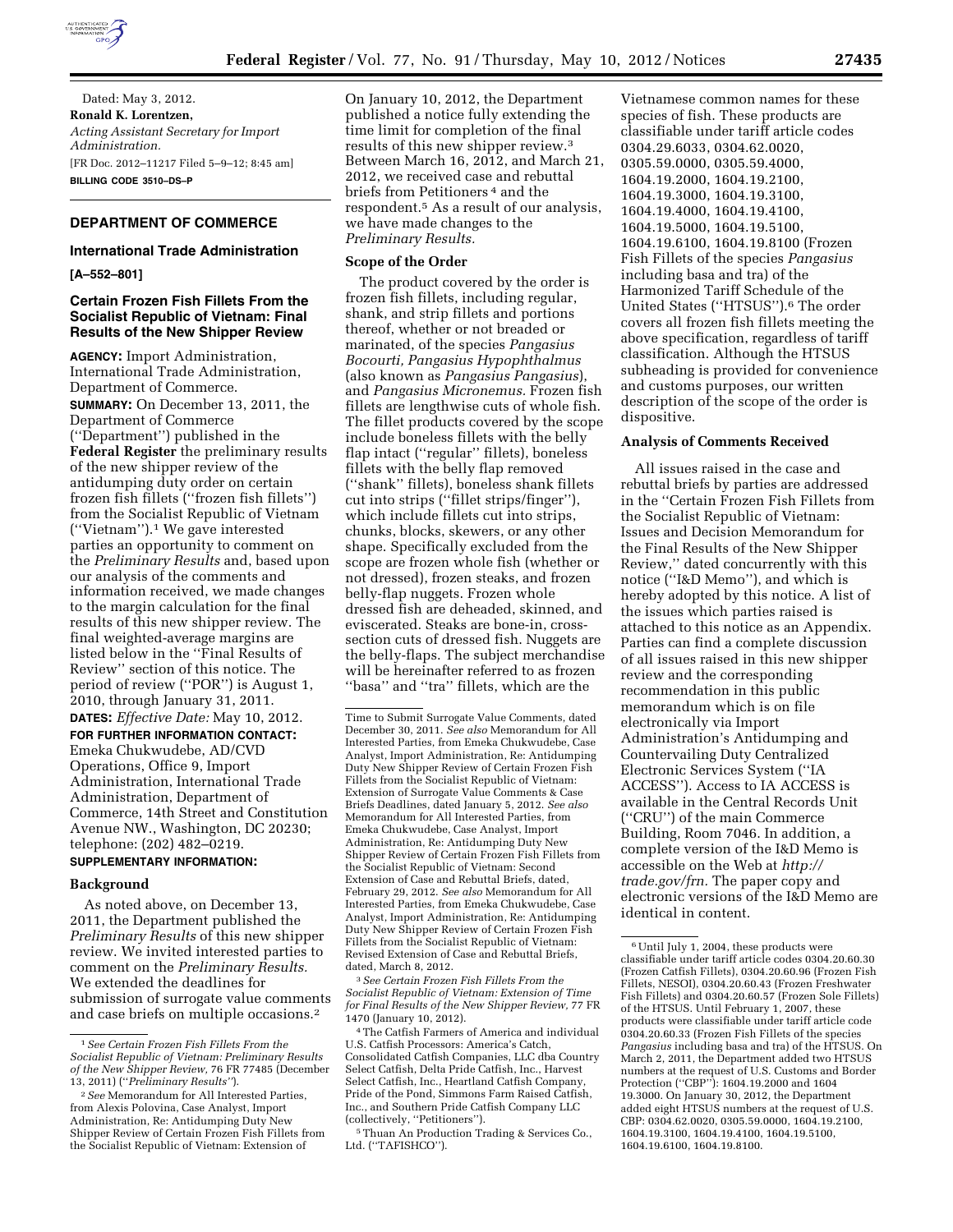Dated: May 3, 2012.

**Ronald K. Lorentzen,**

*Acting Assistant Secretary for Import Administration.*

[FR Doc. 2012–11217 Filed 5–9–12; 8:45 am]

**BILLING CODE 3510–DS–P**

## DEPARTMENT OF COMMERCE

### International Trade Administration

**[A–552–801]**

### Certain Frozen Fish Fillets From the Socialist Republic of Vietnam: Final Results of the New Shipper Review

**AGENCY:** Import Administration, International Trade Administration, Department of Commerce.

**SUMMARY:** On December 13, 2011, the Department of Commerce (''Department'') published in the **Federal Register** the preliminary results of the new shipper review of the antidumping duty order on certain frozen fish fillets (''frozen fish fillets'') from the Socialist Republic of Vietnam (''Vietnam'').[1] We gave interested parties an opportunity to comment on the *Preliminary Results* and, based upon our analysis of the comments and information received, we made changes to the margin calculation for the final results of this new shipper review. The final weighted-average margins are listed below in the ''Final Results of Review'' section of this notice. The period of review (''POR'') is August 1, 2010, through January 31, 2011.

**DATES:** *Effective Date:* May 10, 2012.

**FOR FURTHER INFORMATION CONTACT:** Emeka Chukwudebe, AD/CVD Operations, Office 9, Import Administration, International Trade Administration, Department of Commerce, 14th Street and Constitution Avenue NW., Washington, DC 20230; telephone: (202) 482–0219.

**SUPPLEMENTARY INFORMATION:**

#### Background

As noted above, on December 13, 2011, the Department published the *Preliminary Results* of this new shipper review. We invited interested parties to comment on the *Preliminary Results.* We extended the deadlines for submission of surrogate value comments and case briefs on multiple occasions.[2] On January 10, 2012, the Department published a notice fully extending the time limit for completion of the final results of this new shipper review.[3] Between March 16, 2012, and March 21, 2012, we received case and rebuttal briefs from Petitioners[4] and the respondent.[5] As a result of our analysis, we have made changes to the *Preliminary Results.*

#### Scope of the Order

The product covered by the order is frozen fish fillets, including regular, shank, and strip fillets and portions thereof, whether or not breaded or marinated, of the species *Pangasius Bocourti, Pangasius Hypophthalmus* (also known as *Pangasius Pangasius*), and *Pangasius Micronemus.* Frozen fish fillets are lengthwise cuts of whole fish. The fillet products covered by the scope include boneless fillets with the belly flap intact (''regular'' fillets), boneless fillets with the belly flap removed (''shank'' fillets), boneless shank fillets cut into strips (''fillet strips/finger''), which include fillets cut into strips, chunks, blocks, skewers, or any other shape. Specifically excluded from the scope are frozen whole fish (whether or not dressed), frozen steaks, and frozen belly-flap nuggets. Frozen whole dressed fish are deheaded, skinned, and eviscerated. Steaks are bone-in, cross-section cuts of dressed fish. Nuggets are the belly-flaps. The subject merchandise will be hereinafter referred to as frozen ''basa'' and ''tra'' fillets, which are the Vietnamese common names for these species of fish. These products are classifiable under tariff article codes 0304.29.6033, 0304.62.0020, 0305.59.0000, 0305.59.4000, 1604.19.2000, 1604.19.2100, 1604.19.3000, 1604.19.3100, 1604.19.4000, 1604.19.4100, 1604.19.5000, 1604.19.5100, 1604.19.6100, 1604.19.8100 (Frozen Fish Fillets of the species *Pangasius* including basa and tra) of the Harmonized Tariff Schedule of the United States (''HTSUS'').[6] The order covers all frozen fish fillets meeting the above specification, regardless of tariff classification. Although the HTSUS subheading is provided for convenience and customs purposes, our written description of the scope of the order is dispositive.

#### Analysis of Comments Received

All issues raised in the case and rebuttal briefs by parties are addressed in the ''Certain Frozen Fish Fillets from the Socialist Republic of Vietnam: Issues and Decision Memorandum for the Final Results of the New Shipper Review,'' dated concurrently with this notice (''I&D Memo''), and which is hereby adopted by this notice. A list of the issues which parties raised is attached to this notice as an Appendix. Parties can find a complete discussion of all issues raised in this new shipper review and the corresponding recommendation in this public memorandum which is on file electronically via Import Administration's Antidumping and Countervailing Duty Centralized Electronic Services System (''IA ACCESS''). Access to IA ACCESS is available in the Central Records Unit (''CRU'') of the main Commerce Building, Room 7046. In addition, a complete version of the I&D Memo is accessible on the Web at *http://trade.gov/frn.* The paper copy and electronic versions of the I&D Memo are identical in content.

---

[1] *See Certain Frozen Fish Fillets From the Socialist Republic of Vietnam: Preliminary Results of the New Shipper Review,* 76 FR 77485 (December 13, 2011) (''*Preliminary Results''*).

[2] *See* Memorandum for All Interested Parties, from Alexis Polovina, Case Analyst, Import Administration, Re: Antidumping Duty New Shipper Review of Certain Frozen Fish Fillets from the Socialist Republic of Vietnam: Extension of Time to Submit Surrogate Value Comments, dated December 30, 2011. *See also* Memorandum for All Interested Parties, from Emeka Chukwudebe, Case Analyst, Import Administration, Re: Antidumping Duty New Shipper Review of Certain Frozen Fish Fillets from the Socialist Republic of Vietnam: Extension of Surrogate Value Comments & Case Briefs Deadlines, dated January 5, 2012. *See also* Memorandum for All Interested Parties, from Emeka Chukwudebe, Case Analyst, Import Administration, Re: Antidumping Duty New Shipper Review of Certain Frozen Fish Fillets from the Socialist Republic of Vietnam: Second Extension of Case and Rebuttal Briefs, dated, February 29, 2012. *See also* Memorandum for All Interested Parties, from Emeka Chukwudebe, Case Analyst, Import Administration, Re: Antidumping Duty New Shipper Review of Certain Frozen Fish Fillets from the Socialist Republic of Vietnam: Revised Extension of Case and Rebuttal Briefs, dated, March 8, 2012.

[3] *See Certain Frozen Fish Fillets From the Socialist Republic of Vietnam: Extension of Time for Final Results of the New Shipper Review,* 77 FR 1470 (January 10, 2012).

[4] The Catfish Farmers of America and individual U.S. Catfish Processors: America's Catch, Consolidated Catfish Companies, LLC dba Country Select Catfish, Delta Pride Catfish, Inc., Harvest Select Catfish, Inc., Heartland Catfish Company, Pride of the Pond, Simmons Farm Raised Catfish, Inc., and Southern Pride Catfish Company LLC (collectively, ''Petitioners'').

[5] Thuan An Production Trading & Services Co., Ltd. (''TAFISHCO'').

[6] Until July 1, 2004, these products were classifiable under tariff article codes 0304.20.60.30 (Frozen Catfish Fillets), 0304.20.60.96 (Frozen Fish Fillets, NESOI), 0304.20.60.43 (Frozen Freshwater Fish Fillets) and 0304.20.60.57 (Frozen Sole Fillets) of the HTSUS. Until February 1, 2007, these products were classifiable under tariff article code 0304.20.60.33 (Frozen Fish Fillets of the species *Pangasius* including basa and tra) of the HTSUS. On March 2, 2011, the Department added two HTSUS numbers at the request of U.S. Customs and Border Protection (''CBP''): 1604.19.2000 and 1604 19.3000. On January 30, 2012, the Department added eight HTSUS numbers at the request of U.S. CBP: 0304.62.0020, 0305.59.0000, 1604.19.2100, 1604.19.3100, 1604.19.4100, 1604.19.5100, 1604.19.6100, 1604.19.8100.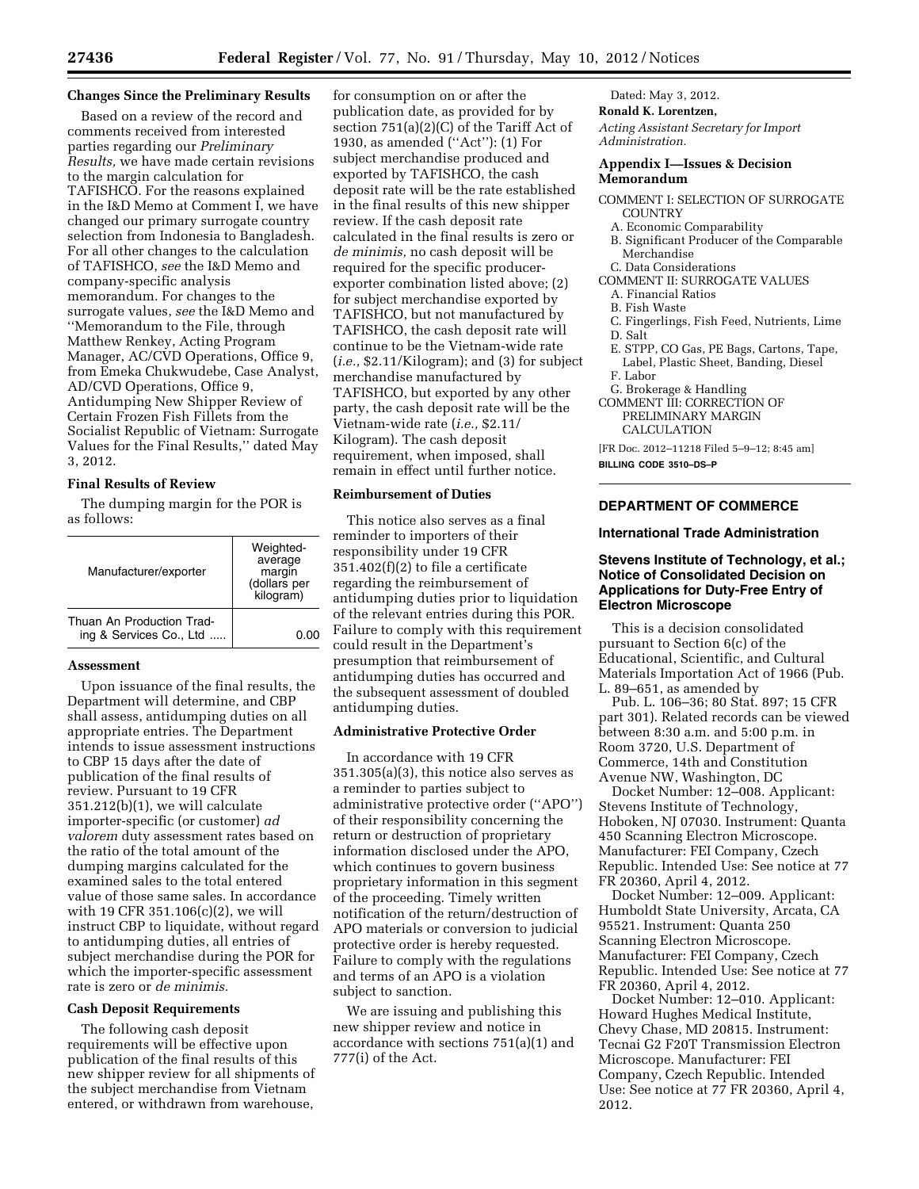### Changes Since the Preliminary Results

Based on a review of the record and comments received from interested parties regarding our *Preliminary Results,* we have made certain revisions to the margin calculation for TAFISHCO. For the reasons explained in the I&D Memo at Comment I, we have changed our primary surrogate country selection from Indonesia to Bangladesh. For all other changes to the calculation of TAFISHCO, *see* the I&D Memo and company-specific analysis memorandum. For changes to the surrogate values, *see* the I&D Memo and ''Memorandum to the File, through Matthew Renkey, Acting Program Manager, AC/CVD Operations, Office 9, from Emeka Chukwudebe, Case Analyst, AD/CVD Operations, Office 9, Antidumping New Shipper Review of Certain Frozen Fish Fillets from the Socialist Republic of Vietnam: Surrogate Values for the Final Results,'' dated May 3, 2012.

### Final Results of Review

The dumping margin for the POR is as follows:

| Manufacturer/exporter | Weighted-average margin (dollars per kilogram) |
| --- | --- |
| Thuan An Production Trading & Services Co., Ltd ..... | 0.00 |

### Assessment

Upon issuance of the final results, the Department will determine, and CBP shall assess, antidumping duties on all appropriate entries. The Department intends to issue assessment instructions to CBP 15 days after the date of publication of the final results of review. Pursuant to 19 CFR 351.212(b)(1), we will calculate importer-specific (or customer) *ad valorem* duty assessment rates based on the ratio of the total amount of the dumping margins calculated for the examined sales to the total entered value of those same sales. In accordance with 19 CFR 351.106(c)(2), we will instruct CBP to liquidate, without regard to antidumping duties, all entries of subject merchandise during the POR for which the importer-specific assessment rate is zero or *de minimis.*

### Cash Deposit Requirements

The following cash deposit requirements will be effective upon publication of the final results of this new shipper review for all shipments of the subject merchandise from Vietnam entered, or withdrawn from warehouse, for consumption on or after the publication date, as provided for by section 751(a)(2)(C) of the Tariff Act of 1930, as amended (''Act''): (1) For subject merchandise produced and exported by TAFISHCO, the cash deposit rate will be the rate established in the final results of this new shipper review. If the cash deposit rate calculated in the final results is zero or *de minimis,* no cash deposit will be required for the specific producer-exporter combination listed above; (2) for subject merchandise exported by TAFISHCO, but not manufactured by TAFISHCO, the cash deposit rate will continue to be the Vietnam-wide rate (*i.e.,* $2.11/Kilogram); and (3) for subject merchandise manufactured by TAFISHCO, but exported by any other party, the cash deposit rate will be the Vietnam-wide rate (*i.e.,* $2.11/Kilogram). The cash deposit requirement, when imposed, shall remain in effect until further notice.

### Reimbursement of Duties

This notice also serves as a final reminder to importers of their responsibility under 19 CFR 351.402(f)(2) to file a certificate regarding the reimbursement of antidumping duties prior to liquidation of the relevant entries during this POR. Failure to comply with this requirement could result in the Department's presumption that reimbursement of antidumping duties has occurred and the subsequent assessment of doubled antidumping duties.

### Administrative Protective Order

In accordance with 19 CFR 351.305(a)(3), this notice also serves as a reminder to parties subject to administrative protective order (''APO'') of their responsibility concerning the return or destruction of proprietary information disclosed under the APO, which continues to govern business proprietary information in this segment of the proceeding. Timely written notification of the return/destruction of APO materials or conversion to judicial protective order is hereby requested. Failure to comply with the regulations and terms of an APO is a violation subject to sanction.

We are issuing and publishing this new shipper review and notice in accordance with sections 751(a)(1) and 777(i) of the Act.

Dated: May 3, 2012.

**Ronald K. Lorentzen,**

*Acting Assistant Secretary for Import Administration.*

### Appendix I—Issues & Decision Memorandum

COMMENT I: SELECTION OF SURROGATE COUNTRY
- A. Economic Comparability
- B. Significant Producer of the Comparable Merchandise
- C. Data Considerations

COMMENT II: SURROGATE VALUES
- A. Financial Ratios
- B. Fish Waste
- C. Fingerlings, Fish Feed, Nutrients, Lime
- D. Salt
- E. STPP, CO Gas, PE Bags, Cartons, Tape, Label, Plastic Sheet, Banding, Diesel
- F. Labor
- G. Brokerage & Handling

COMMENT III: CORRECTION OF PRELIMINARY MARGIN CALCULATION

[FR Doc. 2012–11218 Filed 5–9–12; 8:45 am]

**BILLING CODE 3510–DS–P**

## DEPARTMENT OF COMMERCE

### International Trade Administration

### Stevens Institute of Technology, et al.; Notice of Consolidated Decision on Applications for Duty-Free Entry of Electron Microscope

This is a decision consolidated pursuant to Section 6(c) of the Educational, Scientific, and Cultural Materials Importation Act of 1966 (Pub. L. 89–651, as amended by Pub. L. 106–36; 80 Stat. 897; 15 CFR part 301). Related records can be viewed between 8:30 a.m. and 5:00 p.m. in Room 3720, U.S. Department of Commerce, 14th and Constitution Avenue NW, Washington, DC

Docket Number: 12–008. Applicant: Stevens Institute of Technology, Hoboken, NJ 07030. Instrument: Quanta 450 Scanning Electron Microscope. Manufacturer: FEI Company, Czech Republic. Intended Use: See notice at 77 FR 20360, April 4, 2012.

Docket Number: 12–009. Applicant: Humboldt State University, Arcata, CA 95521. Instrument: Quanta 250 Scanning Electron Microscope. Manufacturer: FEI Company, Czech Republic. Intended Use: See notice at 77 FR 20360, April 4, 2012.

Docket Number: 12–010. Applicant: Howard Hughes Medical Institute, Chevy Chase, MD 20815. Instrument: Tecnai G2 F20T Transmission Electron Microscope. Manufacturer: FEI Company, Czech Republic. Intended Use: See notice at 77 FR 20360, April 4, 2012.